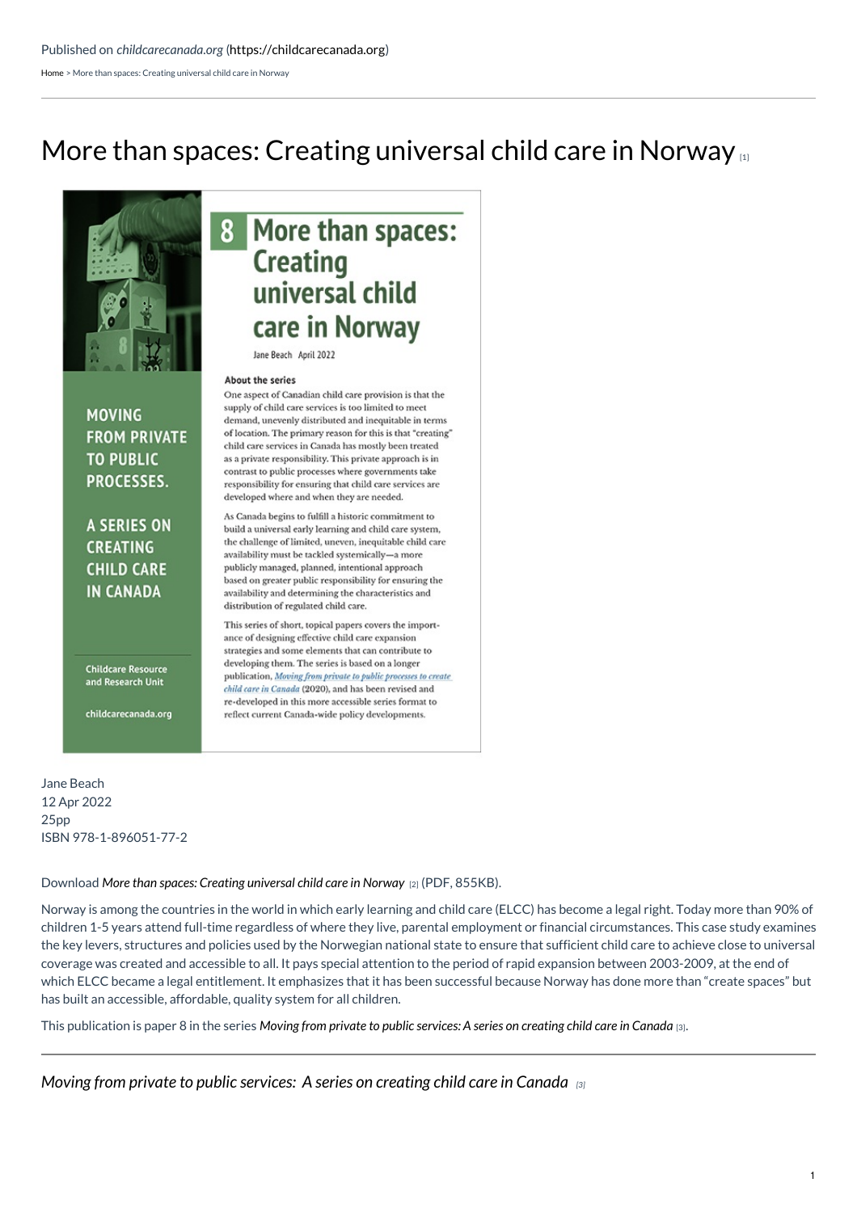Published on *childcarecanada.org* (https://childcarecanada.org)

Home > More than spaces: Creating universal child care in Norway

# More than spaces: Creating universal child care in Norway [1]

# 8 More than spaces: Creating universal child care in Norway

Jane Beach April 2022

**MOVING FROM PRIVATE TO PUBLIC PROCESSES.**

**A SERIES ON CREATING CHILD CARE IN CANADA**

Childcare Resource and Research Unit

childcarecanada.org

### About the series

One aspect of Canadian child care provision is that the supply of child care services is too limited to meet demand, unevenly distributed and inequitable in terms of location. The primary reason for this is that "creating" child care services in Canada has mostly been treated as a private responsibility. This private approach is in contrast to public processes where governments take responsibility for ensuring that child care services are developed where and when they are needed.

As Canada begins to fulfill a historic commitment to build a universal early learning and child care system, the challenge of limited, uneven, inequitable child care availability must be tackled systemically—a more publicly managed, planned, intentional approach based on greater public responsibility for ensuring the availability and determining the characteristics and distribution of regulated child care.

This series of short, topical papers covers the importance of designing effective child care expansion strategies and some elements that can contribute to developing them. The series is based on a longer publication, *Moving from private to public processes to create child care in Canada* (2020), and has been revised and re-developed in this more accessible series format to reflect current Canada-wide policy developments.

Jane Beach
12 Apr 2022
25pp
ISBN 978-1-896051-77-2

Download *More than spaces: Creating universal child care in Norway* [2] (PDF, 855KB).

Norway is among the countries in the world in which early learning and child care (ELCC) has become a legal right. Today more than 90% of children 1-5 years attend full-time regardless of where they live, parental employment or financial circumstances. This case study examines the key levers, structures and policies used by the Norwegian national state to ensure that sufficient child care to achieve close to universal coverage was created and accessible to all. It pays special attention to the period of rapid expansion between 2003-2009, at the end of which ELCC became a legal entitlement. It emphasizes that it has been successful because Norway has done more than "create spaces" but has built an accessible, affordable, quality system for all children.

This publication is paper 8 in the series *Moving from private to public services: A series on creating child care in Canada* [3].

---

*Moving from private to public services: A series on creating child care in Canada* [3]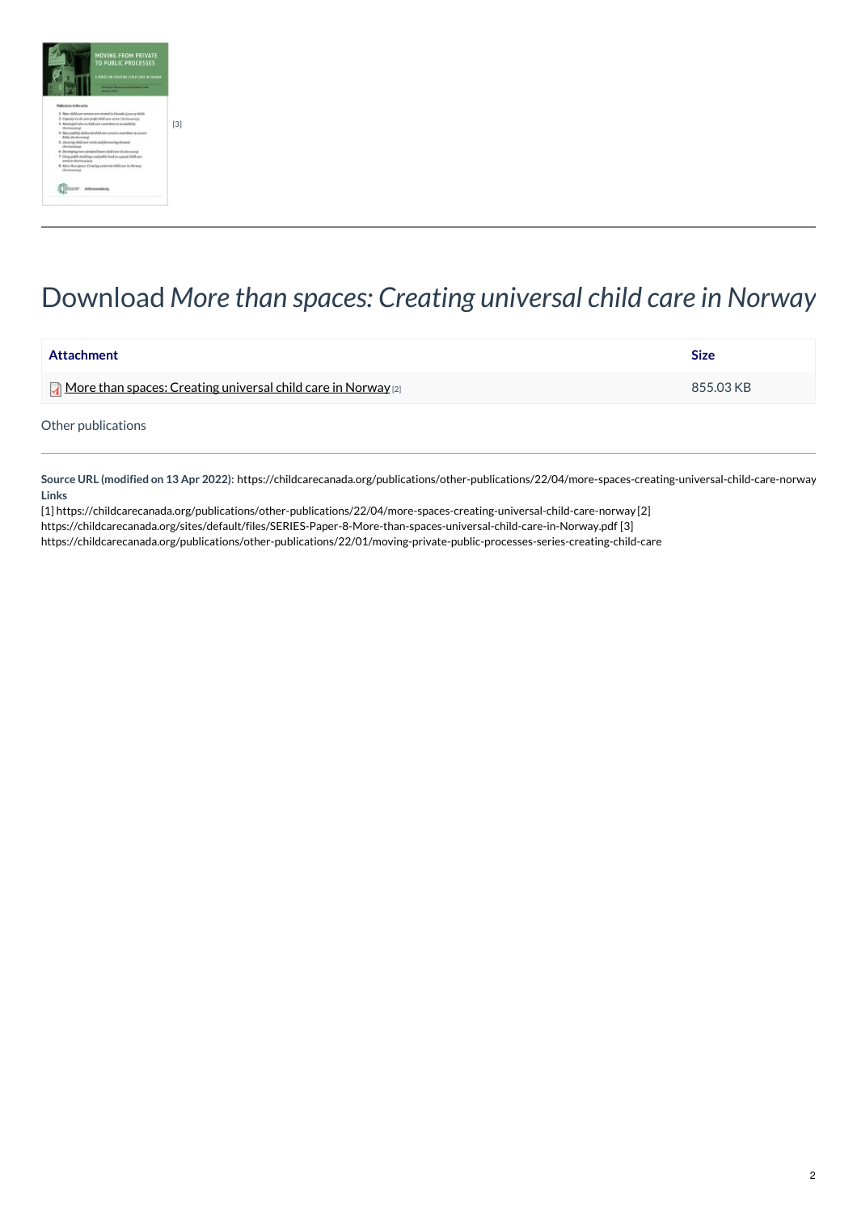[3]

# Download *More than spaces: Creating universal child care in Norway*

| Attachment | Size |
| --- | --- |
| More than spaces: Creating universal child care in Norway [2] | 855.03 KB |

Other publications

**Source URL (modified on 13 Apr 2022):** https://childcarecanada.org/publications/other-publications/22/04/more-spaces-creating-universal-child-care-norway

**Links**

[1] https://childcarecanada.org/publications/other-publications/22/04/more-spaces-creating-universal-child-care-norway [2] https://childcarecanada.org/sites/default/files/SERIES-Paper-8-More-than-spaces-universal-child-care-in-Norway.pdf [3] https://childcarecanada.org/publications/other-publications/22/01/moving-private-public-processes-series-creating-child-care